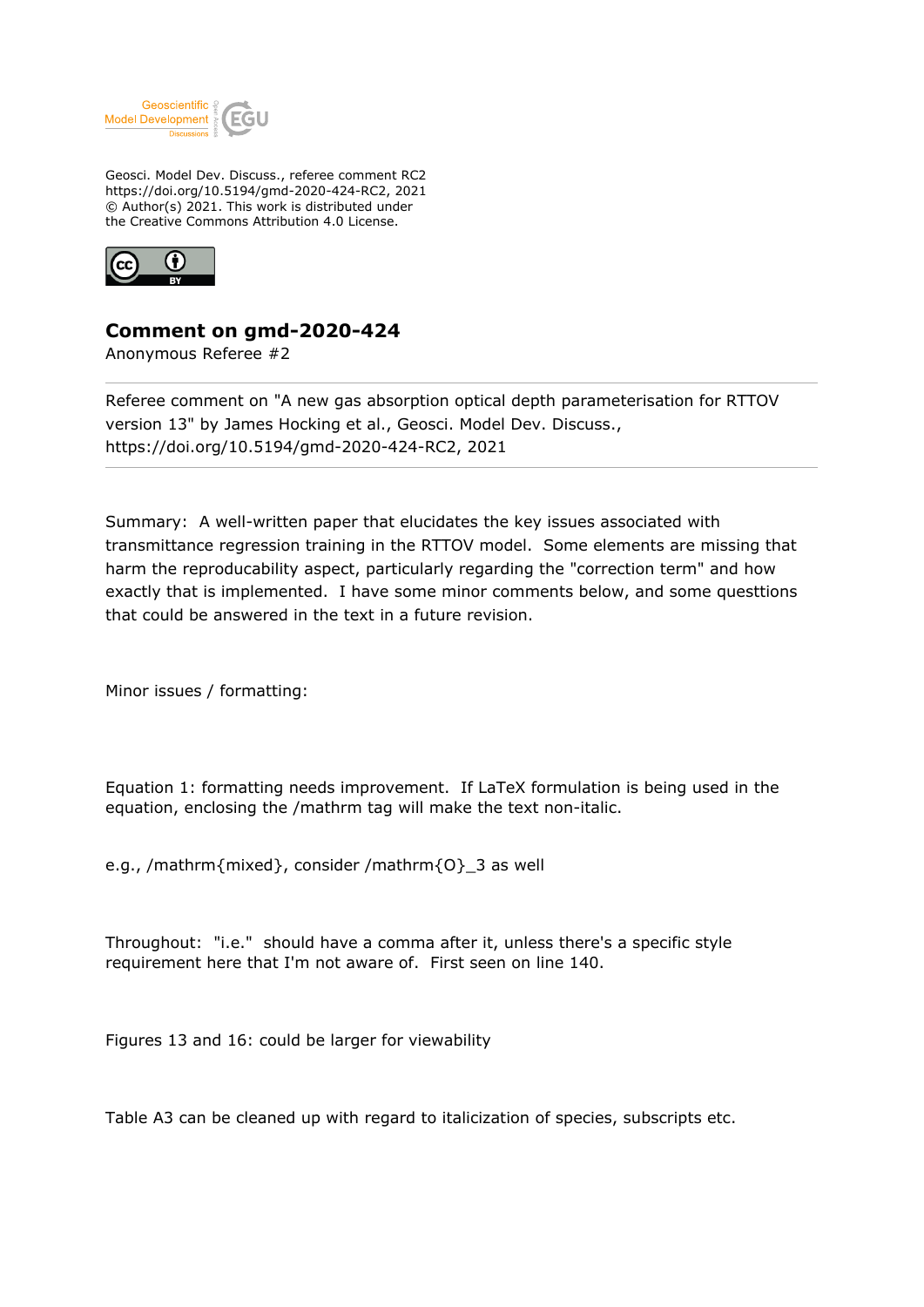Geosci. Model Dev. Discuss., referee comment RC2
https://doi.org/10.5194/gmd-2020-424-RC2, 2021
© Author(s) 2021. This work is distributed under
the Creative Commons Attribution 4.0 License.

# Comment on gmd-2020-424

Anonymous Referee #2

---

Referee comment on "A new gas absorption optical depth parameterisation for RTTOV version 13" by James Hocking et al., Geosci. Model Dev. Discuss., https://doi.org/10.5194/gmd-2020-424-RC2, 2021

---

Summary: A well-written paper that elucidates the key issues associated with transmittance regression training in the RTTOV model. Some elements are missing that harm the reproducability aspect, particularly regarding the "correction term" and how exactly that is implemented. I have some minor comments below, and some questtions that could be answered in the text in a future revision.

Minor issues / formatting:

Equation 1: formatting needs improvement. If LaTeX formulation is being used in the equation, enclosing the /mathrm tag will make the text non-italic.

e.g., /mathrm{mixed}, consider /mathrm{O}_3 as well

Throughout: "i.e." should have a comma after it, unless there's a specific style requirement here that I'm not aware of. First seen on line 140.

Figures 13 and 16: could be larger for viewability

Table A3 can be cleaned up with regard to italicization of species, subscripts etc.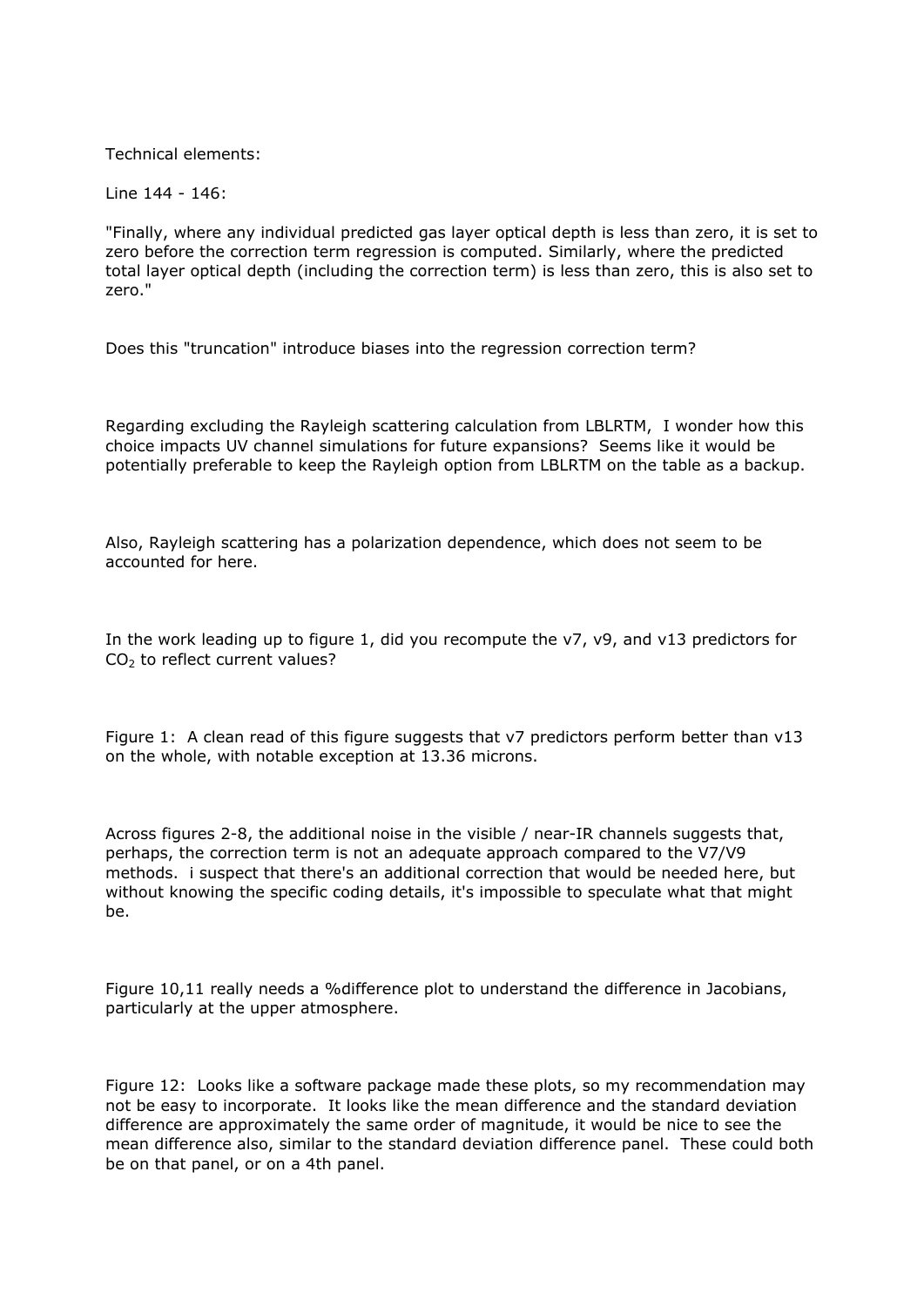Technical elements:

Line 144 - 146:

"Finally, where any individual predicted gas layer optical depth is less than zero, it is set to zero before the correction term regression is computed. Similarly, where the predicted total layer optical depth (including the correction term) is less than zero, this is also set to zero."

Does this "truncation" introduce biases into the regression correction term?

Regarding excluding the Rayleigh scattering calculation from LBLRTM, I wonder how this choice impacts UV channel simulations for future expansions? Seems like it would be potentially preferable to keep the Rayleigh option from LBLRTM on the table as a backup.

Also, Rayleigh scattering has a polarization dependence, which does not seem to be accounted for here.

In the work leading up to figure 1, did you recompute the v7, v9, and v13 predictors for $CO_2$ to reflect current values?

Figure 1: A clean read of this figure suggests that v7 predictors perform better than v13 on the whole, with notable exception at 13.36 microns.

Across figures 2-8, the additional noise in the visible / near-IR channels suggests that, perhaps, the correction term is not an adequate approach compared to the V7/V9 methods. i suspect that there's an additional correction that would be needed here, but without knowing the specific coding details, it's impossible to speculate what that might be.

Figure 10,11 really needs a %difference plot to understand the difference in Jacobians, particularly at the upper atmosphere.

Figure 12: Looks like a software package made these plots, so my recommendation may not be easy to incorporate. It looks like the mean difference and the standard deviation difference are approximately the same order of magnitude, it would be nice to see the mean difference also, similar to the standard deviation difference panel. These could both be on that panel, or on a 4th panel.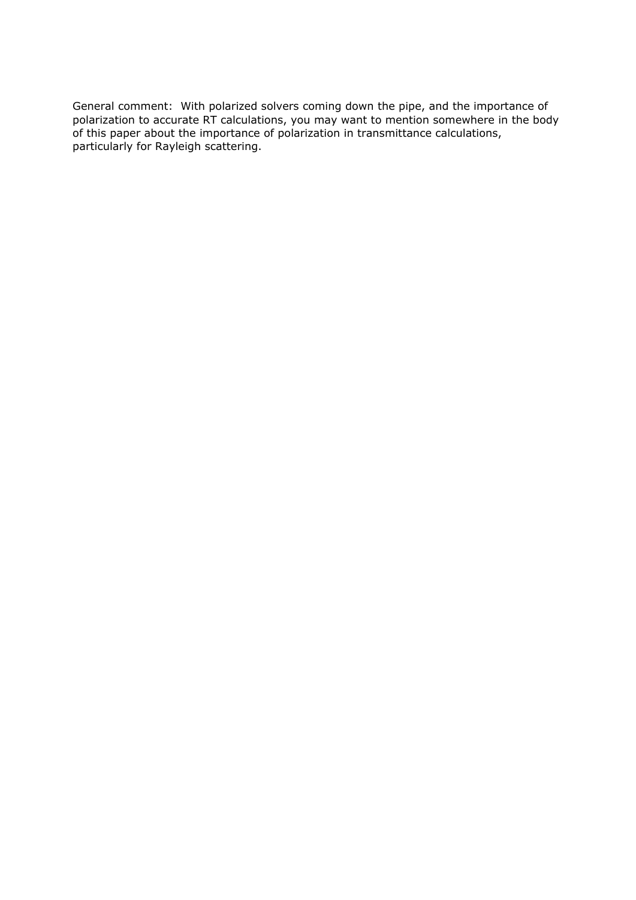General comment: With polarized solvers coming down the pipe, and the importance of polarization to accurate RT calculations, you may want to mention somewhere in the body of this paper about the importance of polarization in transmittance calculations, particularly for Rayleigh scattering.